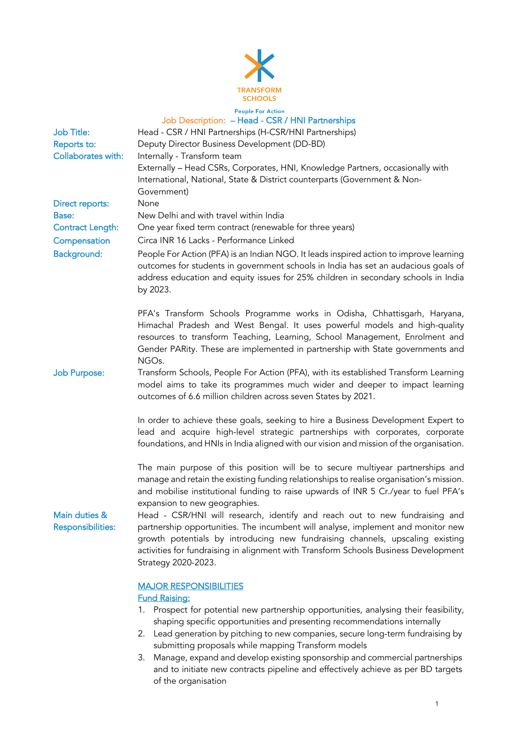TRANSFORM SCHOOLS

People For Action

## Job Description: – Head - CSR / HNI Partnerships

| | |
|---|---|
| **Job Title:** | Head - CSR / HNI Partnerships (H-CSR/HNI Partnerships) |
| **Reports to:** | Deputy Director Business Development (DD-BD) |
| **Collaborates with:** | Internally - Transform team<br>Externally – Head CSRs, Corporates, HNI, Knowledge Partners, occasionally with International, National, State & District counterparts (Government & Non-Government) |
| **Direct reports:** | None |
| **Base:** | New Delhi and with travel within India |
| **Contract Length:** | One year fixed term contract (renewable for three years) |
| **Compensation** | Circa INR 16 Lacks - Performance Linked |

**Background:**

People For Action (PFA) is an Indian NGO. It leads inspired action to improve learning outcomes for students in government schools in India has set an audacious goals of address education and equity issues for 25% children in secondary schools in India by 2023.

PFA's Transform Schools Programme works in Odisha, Chhattisgarh, Haryana, Himachal Pradesh and West Bengal. It uses powerful models and high-quality resources to transform Teaching, Learning, School Management, Enrolment and Gender PARity. These are implemented in partnership with State governments and NGOs.

**Job Purpose:**

Transform Schools, People For Action (PFA), with its established Transform Learning model aims to take its programmes much wider and deeper to impact learning outcomes of 6.6 million children across seven States by 2021.

In order to achieve these goals, seeking to hire a Business Development Expert to lead and acquire high-level strategic partnerships with corporates, corporate foundations, and HNIs in India aligned with our vision and mission of the organisation.

The main purpose of this position will be to secure multiyear partnerships and manage and retain the existing funding relationships to realise organisation's mission. and mobilise institutional funding to raise upwards of INR 5 Cr./year to fuel PFA's expansion to new geographies.

**Main duties & Responsibilities:**

Head - CSR/HNI will research, identify and reach out to new fundraising and partnership opportunities. The incumbent will analyse, implement and monitor new growth potentials by introducing new fundraising channels, upscaling existing activities for fundraising in alignment with Transform Schools Business Development Strategy 2020-2023.

### MAJOR RESPONSIBILITIES

#### Fund Raising:

1. Prospect for potential new partnership opportunities, analysing their feasibility, shaping specific opportunities and presenting recommendations internally
2. Lead generation by pitching to new companies, secure long-term fundraising by submitting proposals while mapping Transform models
3. Manage, expand and develop existing sponsorship and commercial partnerships and to initiate new contracts pipeline and effectively achieve as per BD targets of the organisation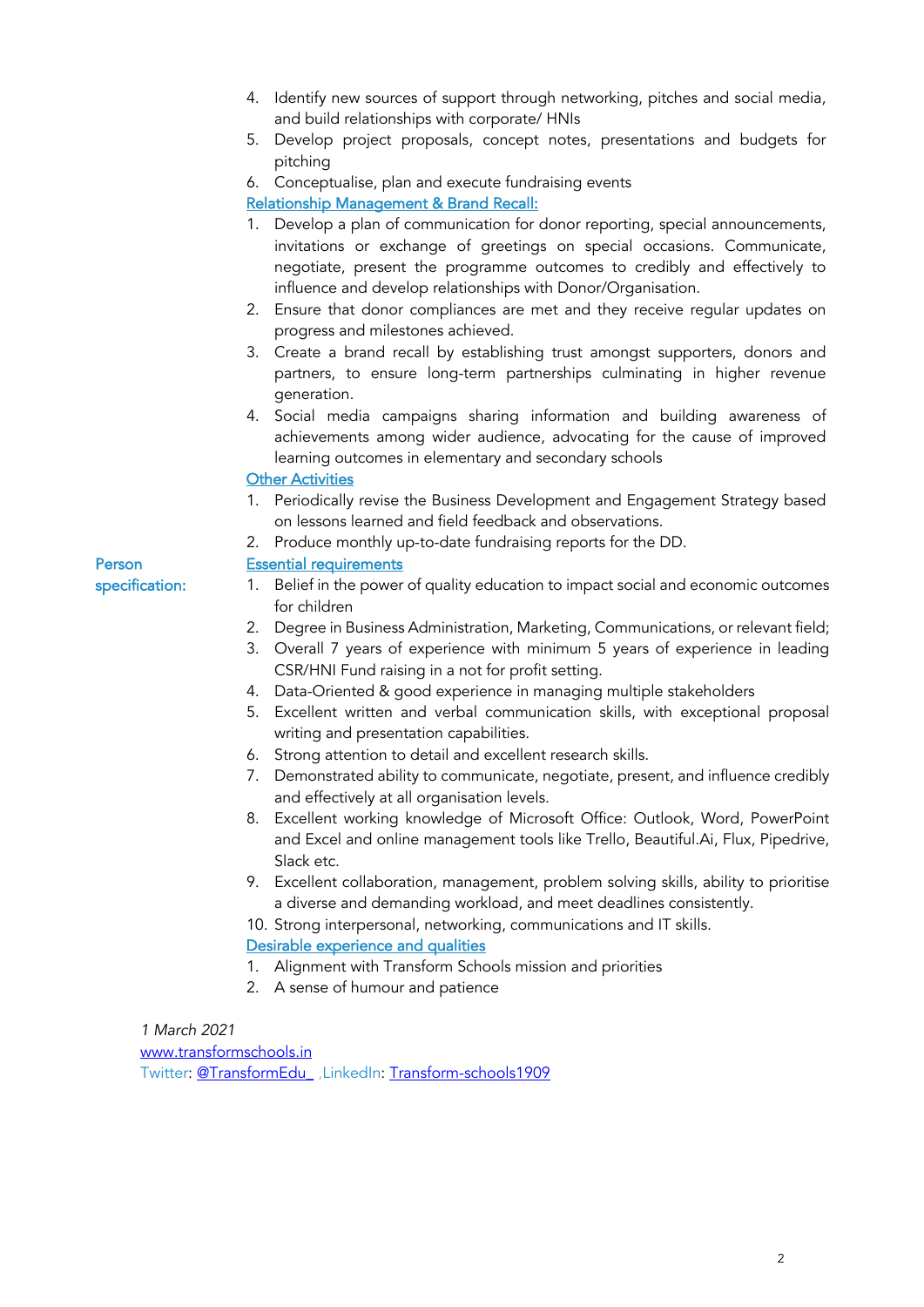4. Identify new sources of support through networking, pitches and social media, and build relationships with corporate/ HNIs
5. Develop project proposals, concept notes, presentations and budgets for pitching
6. Conceptualise, plan and execute fundraising events

Relationship Management & Brand Recall:

1. Develop a plan of communication for donor reporting, special announcements, invitations or exchange of greetings on special occasions. Communicate, negotiate, present the programme outcomes to credibly and effectively to influence and develop relationships with Donor/Organisation.
2. Ensure that donor compliances are met and they receive regular updates on progress and milestones achieved.
3. Create a brand recall by establishing trust amongst supporters, donors and partners, to ensure long-term partnerships culminating in higher revenue generation.
4. Social media campaigns sharing information and building awareness of achievements among wider audience, advocating for the cause of improved learning outcomes in elementary and secondary schools

Other Activities

1. Periodically revise the Business Development and Engagement Strategy based on lessons learned and field feedback and observations.
2. Produce monthly up-to-date fundraising reports for the DD.

**Person specification:**

Essential requirements

1. Belief in the power of quality education to impact social and economic outcomes for children
2. Degree in Business Administration, Marketing, Communications, or relevant field;
3. Overall 7 years of experience with minimum 5 years of experience in leading CSR/HNI Fund raising in a not for profit setting.
4. Data-Oriented & good experience in managing multiple stakeholders
5. Excellent written and verbal communication skills, with exceptional proposal writing and presentation capabilities.
6. Strong attention to detail and excellent research skills.
7. Demonstrated ability to communicate, negotiate, present, and influence credibly and effectively at all organisation levels.
8. Excellent working knowledge of Microsoft Office: Outlook, Word, PowerPoint and Excel and online management tools like Trello, Beautiful.Ai, Flux, Pipedrive, Slack etc.
9. Excellent collaboration, management, problem solving skills, ability to prioritise a diverse and demanding workload, and meet deadlines consistently.
10. Strong interpersonal, networking, communications and IT skills.

Desirable experience and qualities

1. Alignment with Transform Schools mission and priorities
2. A sense of humour and patience

*1 March 2021*

www.transformschools.in

Twitter: @TransformEdu_ ,LinkedIn: Transform-schools1909